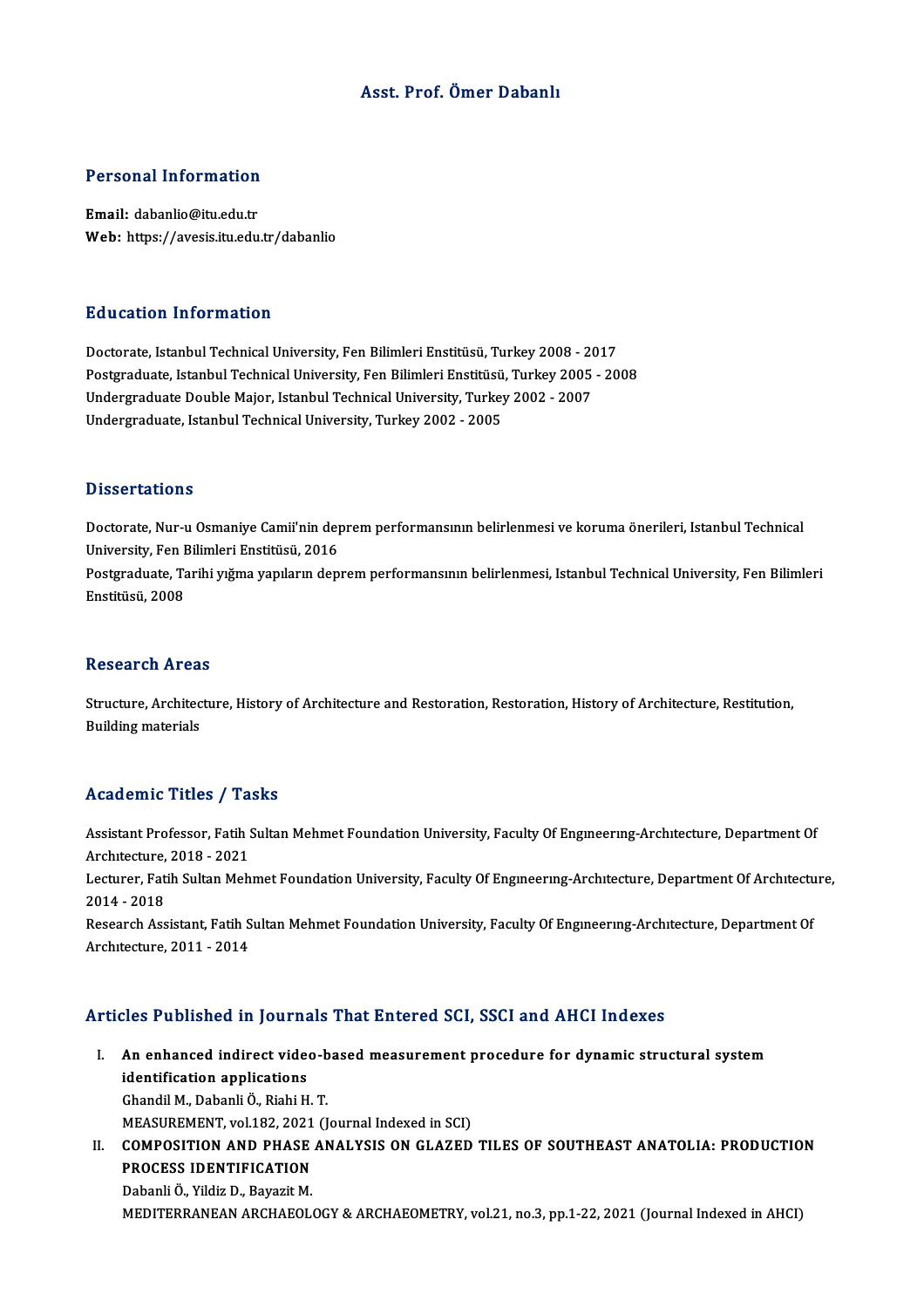# Asst. Prof. Ömer Dabanlı

## Personal Information

**Email:** dabanlio@itu.edu.tr
**Web:** https://avesis.itu.edu.tr/dabanlio

## Education Information

Doctorate, Istanbul Technical University, Fen Bilimleri Enstitüsü, Turkey 2008 - 2017
Postgraduate, Istanbul Technical University, Fen Bilimleri Enstitüsü, Turkey 2005 - 2008
Undergraduate Double Major, Istanbul Technical University, Turkey 2002 - 2007
Undergraduate, Istanbul Technical University, Turkey 2002 - 2005

## Dissertations

Doctorate, Nur-u Osmaniye Camii'nin deprem performansının belirlenmesi ve koruma önerileri, Istanbul Technical University, Fen Bilimleri Enstitüsü, 2016
Postgraduate, Tarihi yığma yapıların deprem performansının belirlenmesi, Istanbul Technical University, Fen Bilimleri Enstitüsü, 2008

## Research Areas

Structure, Architecture, History of Architecture and Restoration, Restoration, History of Architecture, Restitution, Building materials

## Academic Titles / Tasks

Assistant Professor, Fatih Sultan Mehmet Foundation University, Faculty Of Engıneerıng-Archıtecture, Department Of Archıtecture, 2018 - 2021
Lecturer, Fatih Sultan Mehmet Foundation University, Faculty Of Engıneerıng-Archıtecture, Department Of Archıtecture, 2014 - 2018
Research Assistant, Fatih Sultan Mehmet Foundation University, Faculty Of Engıneerıng-Archıtecture, Department Of Archıtecture, 2011 - 2014

## Articles Published in Journals That Entered SCI, SSCI and AHCI Indexes

I. **An enhanced indirect video-based measurement procedure for dynamic structural system identification applications**
Ghandil M., Dabanli Ö., Riahi H. T.
MEASUREMENT, vol.182, 2021 (Journal Indexed in SCI)

II. **COMPOSITION AND PHASE ANALYSIS ON GLAZED TILES OF SOUTHEAST ANATOLIA: PRODUCTION PROCESS IDENTIFICATION**
Dabanli Ö., Yildiz D., Bayazit M.
MEDITERRANEAN ARCHAEOLOGY & ARCHAEOMETRY, vol.21, no.3, pp.1-22, 2021 (Journal Indexed in AHCI)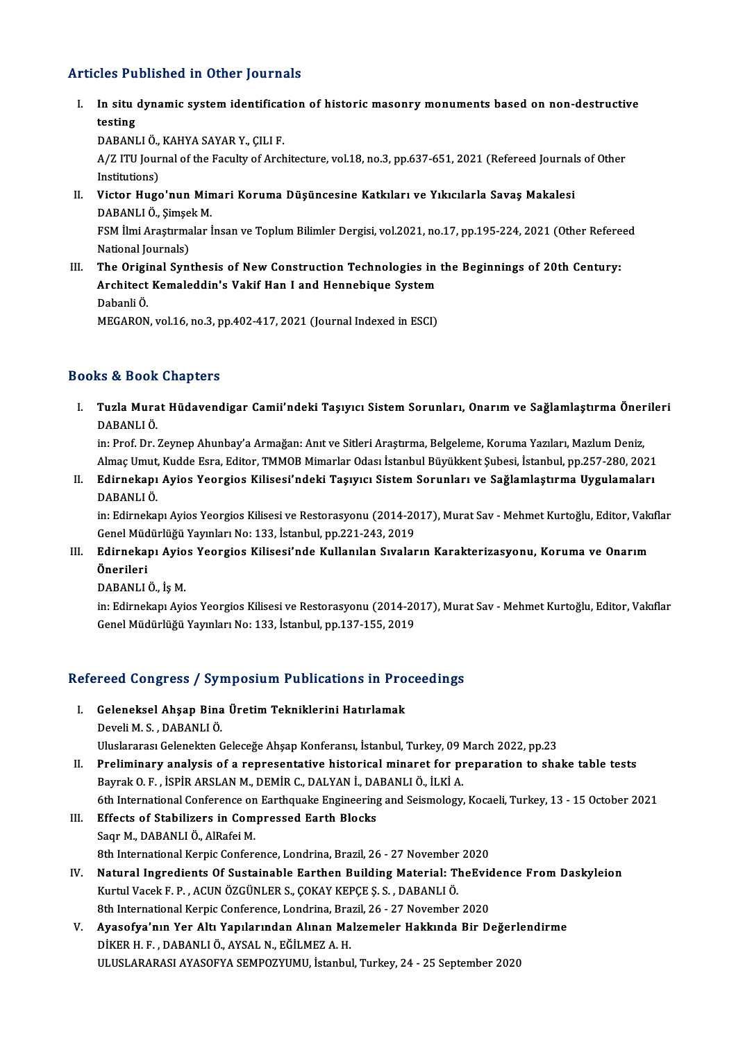## Articles Published in Other Journals

I. **In situ dynamic system identification of historic masonry monuments based on non-destructive testing**
   DABANLI Ö., KAHYA SAYAR Y., ÇILI F.
   A/Z ITU Journal of the Faculty of Architecture, vol.18, no.3, pp.637-651, 2021 (Refereed Journals of Other Institutions)

II. **Victor Hugo'nun Mimari Koruma Düşüncesine Katkıları ve Yıkıcılarla Savaş Makalesi**
   DABANLI Ö., Şimşek M.
   FSM İlmi Araştırmalar İnsan ve Toplum Bilimler Dergisi, vol.2021, no.17, pp.195-224, 2021 (Other Refereed National Journals)

III. **The Original Synthesis of New Construction Technologies in the Beginnings of 20th Century: Architect Kemaleddin's Vakif Han I and Hennebique System**
   Dabanli Ö.
   MEGARON, vol.16, no.3, pp.402-417, 2021 (Journal Indexed in ESCI)

## Books & Book Chapters

I. **Tuzla Murat Hüdavendigar Camii'ndeki Taşıyıcı Sistem Sorunları, Onarım ve Sağlamlaştırma Önerileri**
   DABANLI Ö.
   in: Prof. Dr. Zeynep Ahunbay'a Armağan: Anıt ve Sitleri Araştırma, Belgeleme, Koruma Yazıları, Mazlum Deniz, Almaç Umut, Kudde Esra, Editor, TMMOB Mimarlar Odası İstanbul Büyükkent Şubesi, İstanbul, pp.257-280, 2021

II. **Edirnekapı Ayios Yeorgios Kilisesi'ndeki Taşıyıcı Sistem Sorunları ve Sağlamlaştırma Uygulamaları**
   DABANLI Ö.
   in: Edirnekapı Ayios Yeorgios Kilisesi ve Restorasyonu (2014-2017), Murat Sav - Mehmet Kurtoğlu, Editor, Vakıflar Genel Müdürlüğü Yayınları No: 133, İstanbul, pp.221-243, 2019

III. **Edirnekapı Ayios Yeorgios Kilisesi'nde Kullanılan Sıvaların Karakterizasyonu, Koruma ve Onarım Önerileri**
   DABANLI Ö., İş M.
   in: Edirnekapı Ayios Yeorgios Kilisesi ve Restorasyonu (2014-2017), Murat Sav - Mehmet Kurtoğlu, Editor, Vakıflar Genel Müdürlüğü Yayınları No: 133, İstanbul, pp.137-155, 2019

## Refereed Congress / Symposium Publications in Proceedings

I. **Geleneksel Ahşap Bina Üretim Tekniklerini Hatırlamak**
   Develi M. S. , DABANLI Ö.
   Uluslararası Gelenekten Geleceğe Ahşap Konferansı, İstanbul, Turkey, 09 March 2022, pp.23

II. **Preliminary analysis of a representative historical minaret for preparation to shake table tests**
   Bayrak O. F. , İSPİR ARSLAN M., DEMİR C., DALYAN İ., DABANLI Ö., İLKİ A.
   6th International Conference on Earthquake Engineering and Seismology, Kocaeli, Turkey, 13 - 15 October 2021

III. **Effects of Stabilizers in Compressed Earth Blocks**
   Saqr M., DABANLI Ö., AlRafei M.
   8th International Kerpic Conference, Londrina, Brazil, 26 - 27 November 2020

IV. **Natural Ingredients Of Sustainable Earthen Building Material: TheEvidence From Daskyleion**
   Kurtul Vacek F. P. , ACUN ÖZGÜNLER S., ÇOKAY KEPÇE Ş. S. , DABANLI Ö.
   8th International Kerpic Conference, Londrina, Brazil, 26 - 27 November 2020

V. **Ayasofya'nın Yer Altı Yapılarından Alınan Malzemeler Hakkında Bir Değerlendirme**
   DİKER H. F. , DABANLI Ö., AYSAL N., EĞİLMEZ A. H.
   ULUSLARARASI AYASOFYA SEMPOZYUMU, İstanbul, Turkey, 24 - 25 September 2020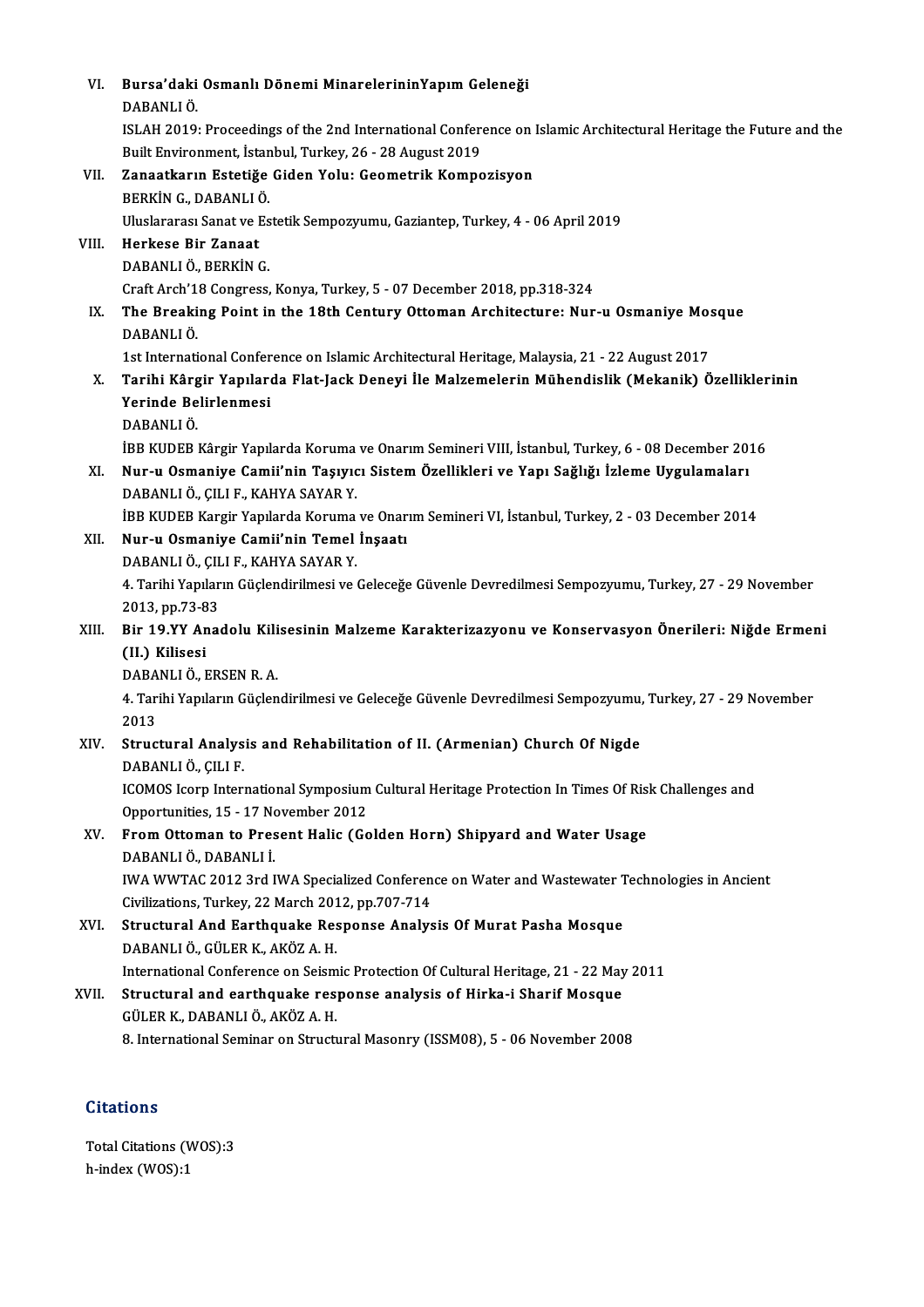VI. **Bursa'daki Osmanlı Dönemi MinarelerininYapım Geleneği**
DABANLI Ö.
ISLAH 2019: Proceedings of the 2nd International Conference on Islamic Architectural Heritage the Future and the Built Environment, İstanbul, Turkey, 26 - 28 August 2019

VII. **Zanaatkarın Estetiğe Giden Yolu: Geometrik Kompozisyon**
BERKİN G., DABANLI Ö.
Uluslararası Sanat ve Estetik Sempozyumu, Gaziantep, Turkey, 4 - 06 April 2019

VIII. **Herkese Bir Zanaat**
DABANLI Ö., BERKİN G.
Craft Arch'18 Congress, Konya, Turkey, 5 - 07 December 2018, pp.318-324

IX. **The Breaking Point in the 18th Century Ottoman Architecture: Nur-u Osmaniye Mosque**
DABANLI Ö.
1st International Conference on Islamic Architectural Heritage, Malaysia, 21 - 22 August 2017

X. **Tarihi Kârgir Yapılarda Flat-Jack Deneyi İle Malzemelerin Mühendislik (Mekanik) Özelliklerinin Yerinde Belirlenmesi**
DABANLI Ö.
İBB KUDEB Kârgir Yapılarda Koruma ve Onarım Semineri VIII, İstanbul, Turkey, 6 - 08 December 2016

XI. **Nur-u Osmaniye Camii'nin Taşıyıcı Sistem Özellikleri ve Yapı Sağlığı İzleme Uygulamaları**
DABANLI Ö., ÇILI F., KAHYA SAYAR Y.
İBB KUDEB Kargir Yapılarda Koruma ve Onarım Semineri VI, İstanbul, Turkey, 2 - 03 December 2014

XII. **Nur-u Osmaniye Camii'nin Temel İnşaatı**
DABANLI Ö., ÇILI F., KAHYA SAYAR Y.
4. Tarihi Yapıların Güçlendirilmesi ve Geleceğe Güvenle Devredilmesi Sempozyumu, Turkey, 27 - 29 November 2013, pp.73-83

XIII. **Bir 19.YY Anadolu Kilisesinin Malzeme Karakterizazyonu ve Konservasyon Önerileri: Niğde Ermeni (II.) Kilisesi**
DABANLI Ö., ERSEN R. A.
4. Tarihi Yapıların Güçlendirilmesi ve Geleceğe Güvenle Devredilmesi Sempozyumu, Turkey, 27 - 29 November 2013

XIV. **Structural Analysis and Rehabilitation of II. (Armenian) Church Of Nigde**
DABANLI Ö., ÇILI F.
ICOMOS Icorp International Symposium Cultural Heritage Protection In Times Of Risk Challenges and Opportunities, 15 - 17 November 2012

XV. **From Ottoman to Present Halic (Golden Horn) Shipyard and Water Usage**
DABANLI Ö., DABANLI İ.
IWA WWTAC 2012 3rd IWA Specialized Conference on Water and Wastewater Technologies in Ancient Civilizations, Turkey, 22 March 2012, pp.707-714

XVI. **Structural And Earthquake Response Analysis Of Murat Pasha Mosque**
DABANLI Ö., GÜLER K., AKÖZ A. H.
International Conference on Seismic Protection Of Cultural Heritage, 21 - 22 May 2011

XVII. **Structural and earthquake response analysis of Hirka-i Sharif Mosque**
GÜLER K., DABANLI Ö., AKÖZ A. H.
8. International Seminar on Structural Masonry (ISSM08), 5 - 06 November 2008

## Citations

Total Citations (WOS):3
h-index (WOS):1